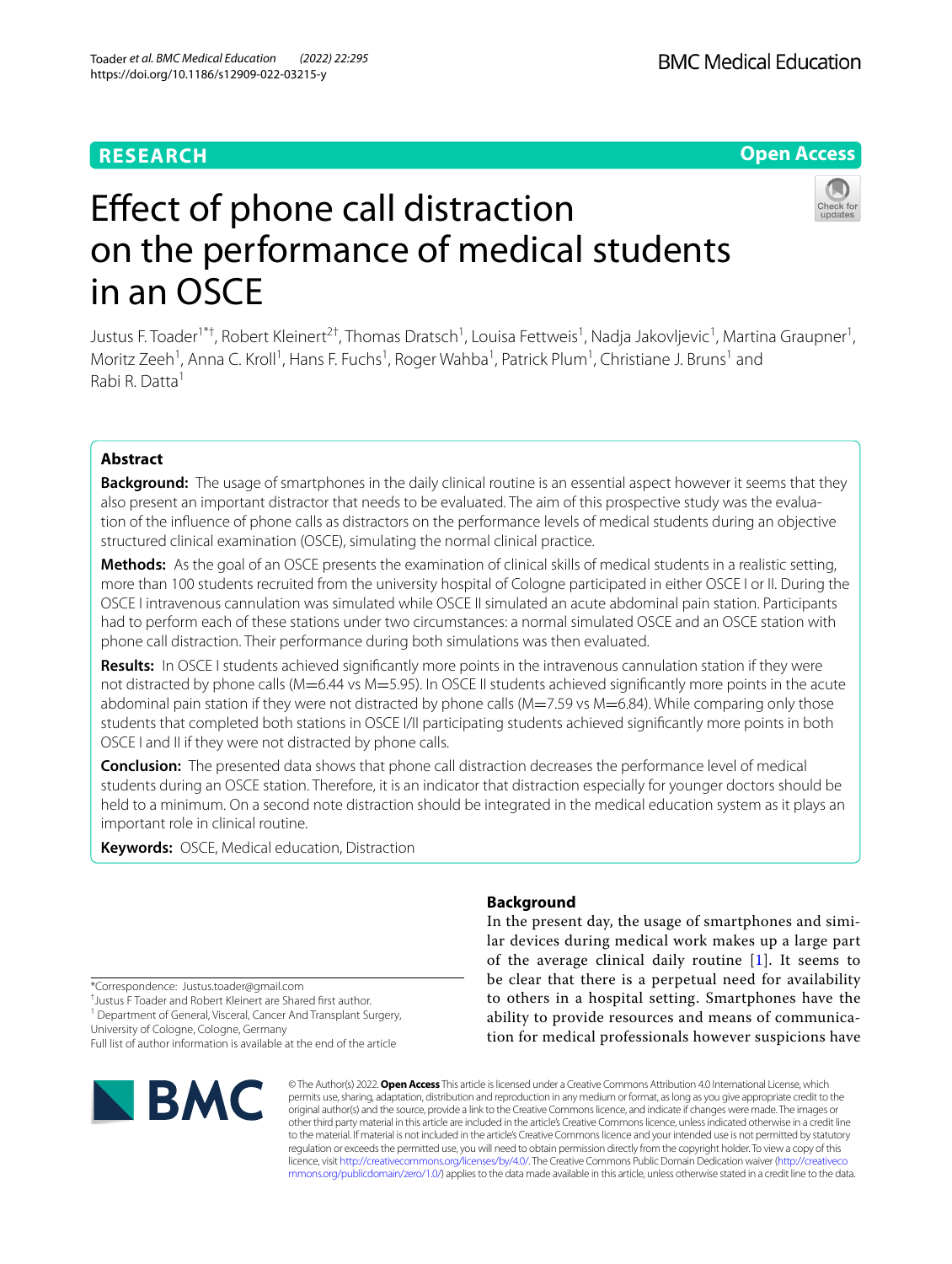RESEARCH

Open Access

# Effect of phone call distraction on the performance of medical students in an OSCE

Justus F. Toader[1*†], Robert Kleinert[2†], Thomas Dratsch[1], Louisa Fettweis[1], Nadja Jakovljevic[1], Martina Graupner[1], Moritz Zeeh[1], Anna C. Kroll[1], Hans F. Fuchs[1], Roger Wahba[1], Patrick Plum[1], Christiane J. Bruns[1] and Rabi R. Datta[1]

## Abstract

**Background:** The usage of smartphones in the daily clinical routine is an essential aspect however it seems that they also present an important distractor that needs to be evaluated. The aim of this prospective study was the evaluation of the influence of phone calls as distractors on the performance levels of medical students during an objective structured clinical examination (OSCE), simulating the normal clinical practice.

**Methods:** As the goal of an OSCE presents the examination of clinical skills of medical students in a realistic setting, more than 100 students recruited from the university hospital of Cologne participated in either OSCE I or II. During the OSCE I intravenous cannulation was simulated while OSCE II simulated an acute abdominal pain station. Participants had to perform each of these stations under two circumstances: a normal simulated OSCE and an OSCE station with phone call distraction. Their performance during both simulations was then evaluated.

**Results:** In OSCE I students achieved significantly more points in the intravenous cannulation station if they were not distracted by phone calls (M=6.44 vs M=5.95). In OSCE II students achieved significantly more points in the acute abdominal pain station if they were not distracted by phone calls (M=7.59 vs M=6.84). While comparing only those students that completed both stations in OSCE I/II participating students achieved significantly more points in both OSCE I and II if they were not distracted by phone calls.

**Conclusion:** The presented data shows that phone call distraction decreases the performance level of medical students during an OSCE station. Therefore, it is an indicator that distraction especially for younger doctors should be held to a minimum. On a second note distraction should be integrated in the medical education system as it plays an important role in clinical routine.

**Keywords:** OSCE, Medical education, Distraction

## Background

In the present day, the usage of smartphones and similar devices during medical work makes up a large part of the average clinical daily routine [1]. It seems to be clear that there is a perpetual need for availability to others in a hospital setting. Smartphones have the ability to provide resources and means of communication for medical professionals however suspicions have

*Correspondence: Justus.toader@gmail.com

†Justus F Toader and Robert Kleinert are Shared first author.

[1] Department of General, Visceral, Cancer And Transplant Surgery, University of Cologne, Cologne, Germany

Full list of author information is available at the end of the article

© The Author(s) 2022. **Open Access** This article is licensed under a Creative Commons Attribution 4.0 International License, which permits use, sharing, adaptation, distribution and reproduction in any medium or format, as long as you give appropriate credit to the original author(s) and the source, provide a link to the Creative Commons licence, and indicate if changes were made. The images or other third party material in this article are included in the article's Creative Commons licence, unless indicated otherwise in a credit line to the material. If material is not included in the article's Creative Commons licence and your intended use is not permitted by statutory regulation or exceeds the permitted use, you will need to obtain permission directly from the copyright holder. To view a copy of this licence, visit http://creativecommons.org/licenses/by/4.0/. The Creative Commons Public Domain Dedication waiver (http://creativecommons.org/publicdomain/zero/1.0/) applies to the data made available in this article, unless otherwise stated in a credit line to the data.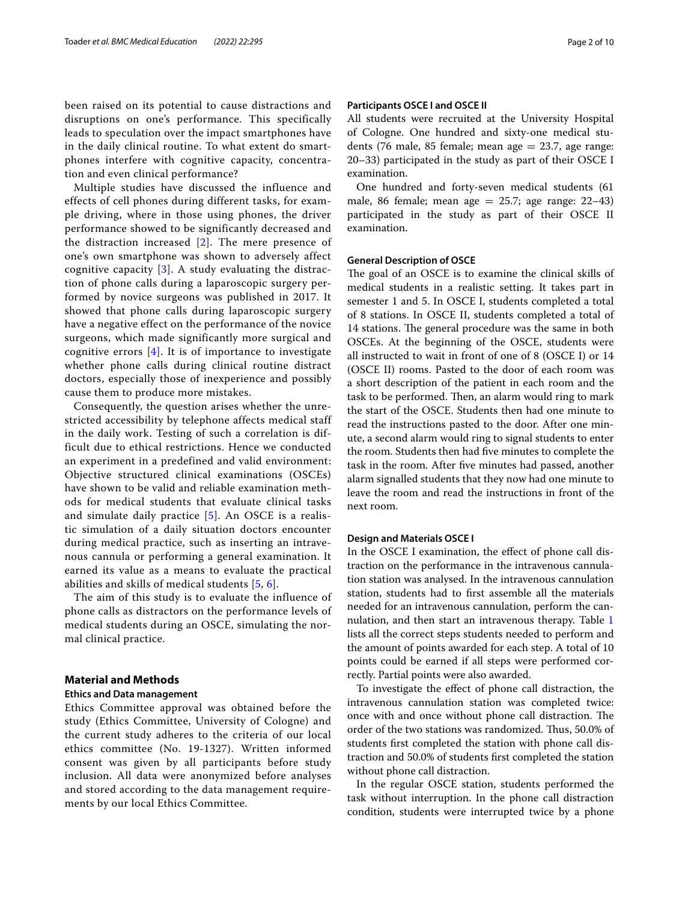been raised on its potential to cause distractions and disruptions on one's performance. This specifically leads to speculation over the impact smartphones have in the daily clinical routine. To what extent do smartphones interfere with cognitive capacity, concentration and even clinical performance?

Multiple studies have discussed the influence and effects of cell phones during different tasks, for example driving, where in those using phones, the driver performance showed to be significantly decreased and the distraction increased [2]. The mere presence of one's own smartphone was shown to adversely affect cognitive capacity [3]. A study evaluating the distraction of phone calls during a laparoscopic surgery performed by novice surgeons was published in 2017. It showed that phone calls during laparoscopic surgery have a negative effect on the performance of the novice surgeons, which made significantly more surgical and cognitive errors [4]. It is of importance to investigate whether phone calls during clinical routine distract doctors, especially those of inexperience and possibly cause them to produce more mistakes.

Consequently, the question arises whether the unrestricted accessibility by telephone affects medical staff in the daily work. Testing of such a correlation is difficult due to ethical restrictions. Hence we conducted an experiment in a predefined and valid environment: Objective structured clinical examinations (OSCEs) have shown to be valid and reliable examination methods for medical students that evaluate clinical tasks and simulate daily practice [5]. An OSCE is a realistic simulation of a daily situation doctors encounter during medical practice, such as inserting an intravenous cannula or performing a general examination. It earned its value as a means to evaluate the practical abilities and skills of medical students [5, 6].

The aim of this study is to evaluate the influence of phone calls as distractors on the performance levels of medical students during an OSCE, simulating the normal clinical practice.

## Material and Methods

### Ethics and Data management

Ethics Committee approval was obtained before the study (Ethics Committee, University of Cologne) and the current study adheres to the criteria of our local ethics committee (No. 19-1327). Written informed consent was given by all participants before study inclusion. All data were anonymized before analyses and stored according to the data management requirements by our local Ethics Committee.

### Participants OSCE I and OSCE II

All students were recruited at the University Hospital of Cologne. One hundred and sixty-one medical students (76 male, 85 female; mean age = 23.7, age range: 20–33) participated in the study as part of their OSCE I examination.

One hundred and forty-seven medical students (61 male, 86 female; mean age = 25.7; age range: 22–43) participated in the study as part of their OSCE II examination.

### General Description of OSCE

The goal of an OSCE is to examine the clinical skills of medical students in a realistic setting. It takes part in semester 1 and 5. In OSCE I, students completed a total of 8 stations. In OSCE II, students completed a total of 14 stations. The general procedure was the same in both OSCEs. At the beginning of the OSCE, students were all instructed to wait in front of one of 8 (OSCE I) or 14 (OSCE II) rooms. Pasted to the door of each room was a short description of the patient in each room and the task to be performed. Then, an alarm would ring to mark the start of the OSCE. Students then had one minute to read the instructions pasted to the door. After one minute, a second alarm would ring to signal students to enter the room. Students then had five minutes to complete the task in the room. After five minutes had passed, another alarm signalled students that they now had one minute to leave the room and read the instructions in front of the next room.

### Design and Materials OSCE I

In the OSCE I examination, the effect of phone call distraction on the performance in the intravenous cannulation station was analysed. In the intravenous cannulation station, students had to first assemble all the materials needed for an intravenous cannulation, perform the cannulation, and then start an intravenous therapy. Table 1 lists all the correct steps students needed to perform and the amount of points awarded for each step. A total of 10 points could be earned if all steps were performed correctly. Partial points were also awarded.

To investigate the effect of phone call distraction, the intravenous cannulation station was completed twice: once with and once without phone call distraction. The order of the two stations was randomized. Thus, 50.0% of students first completed the station with phone call distraction and 50.0% of students first completed the station without phone call distraction.

In the regular OSCE station, students performed the task without interruption. In the phone call distraction condition, students were interrupted twice by a phone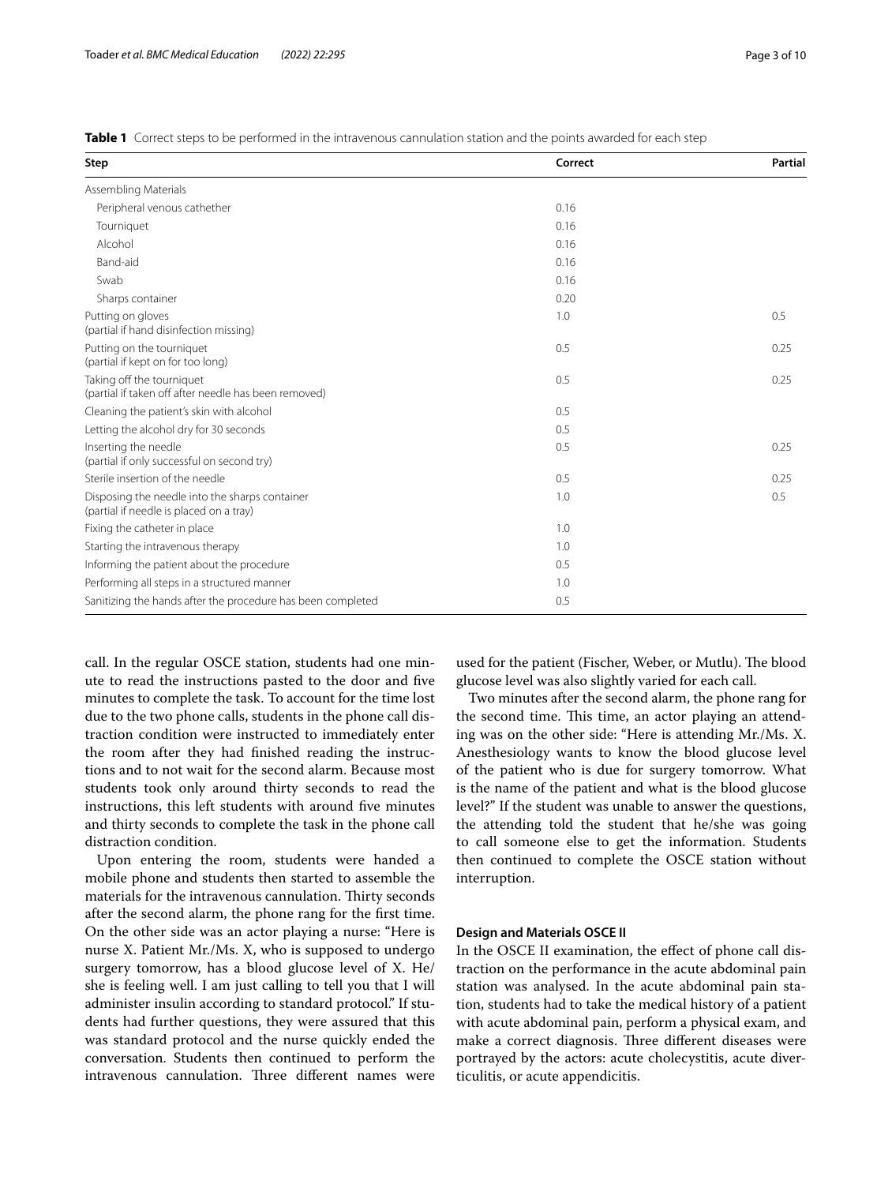**Table 1** Correct steps to be performed in the intravenous cannulation station and the points awarded for each step

| Step | Correct | Partial |
|---|---|---|
| Assembling Materials | | |
| Peripheral venous cathether | 0.16 | |
| Tourniquet | 0.16 | |
| Alcohol | 0.16 | |
| Band-aid | 0.16 | |
| Swab | 0.16 | |
| Sharps container | 0.20 | |
| Putting on gloves (partial if hand disinfection missing) | 1.0 | 0.5 |
| Putting on the tourniquet (partial if kept on for too long) | 0.5 | 0.25 |
| Taking off the tourniquet (partial if taken off after needle has been removed) | 0.5 | 0.25 |
| Cleaning the patient's skin with alcohol | 0.5 | |
| Letting the alcohol dry for 30 seconds | 0.5 | |
| Inserting the needle (partial if only successful on second try) | 0.5 | 0.25 |
| Sterile insertion of the needle | 0.5 | 0.25 |
| Disposing the needle into the sharps container (partial if needle is placed on a tray) | 1.0 | 0.5 |
| Fixing the catheter in place | 1.0 | |
| Starting the intravenous therapy | 1.0 | |
| Informing the patient about the procedure | 0.5 | |
| Performing all steps in a structured manner | 1.0 | |
| Sanitizing the hands after the procedure has been completed | 0.5 | |

call. In the regular OSCE station, students had one minute to read the instructions pasted to the door and five minutes to complete the task. To account for the time lost due to the two phone calls, students in the phone call distraction condition were instructed to immediately enter the room after they had finished reading the instructions and to not wait for the second alarm. Because most students took only around thirty seconds to read the instructions, this left students with around five minutes and thirty seconds to complete the task in the phone call distraction condition.

Upon entering the room, students were handed a mobile phone and students then started to assemble the materials for the intravenous cannulation. Thirty seconds after the second alarm, the phone rang for the first time. On the other side was an actor playing a nurse: "Here is nurse X. Patient Mr./Ms. X, who is supposed to undergo surgery tomorrow, has a blood glucose level of X. He/she is feeling well. I am just calling to tell you that I will administer insulin according to standard protocol." If students had further questions, they were assured that this was standard protocol and the nurse quickly ended the conversation. Students then continued to perform the intravenous cannulation. Three different names were used for the patient (Fischer, Weber, or Mutlu). The blood glucose level was also slightly varied for each call.

Two minutes after the second alarm, the phone rang for the second time. This time, an actor playing an attending was on the other side: "Here is attending Mr./Ms. X. Anesthesiology wants to know the blood glucose level of the patient who is due for surgery tomorrow. What is the name of the patient and what is the blood glucose level?" If the student was unable to answer the questions, the attending told the student that he/she was going to call someone else to get the information. Students then continued to complete the OSCE station without interruption.

### Design and Materials OSCE II

In the OSCE II examination, the effect of phone call distraction on the performance in the acute abdominal pain station was analysed. In the acute abdominal pain station, students had to take the medical history of a patient with acute abdominal pain, perform a physical exam, and make a correct diagnosis. Three different diseases were portrayed by the actors: acute cholecystitis, acute diverticulitis, or acute appendicitis.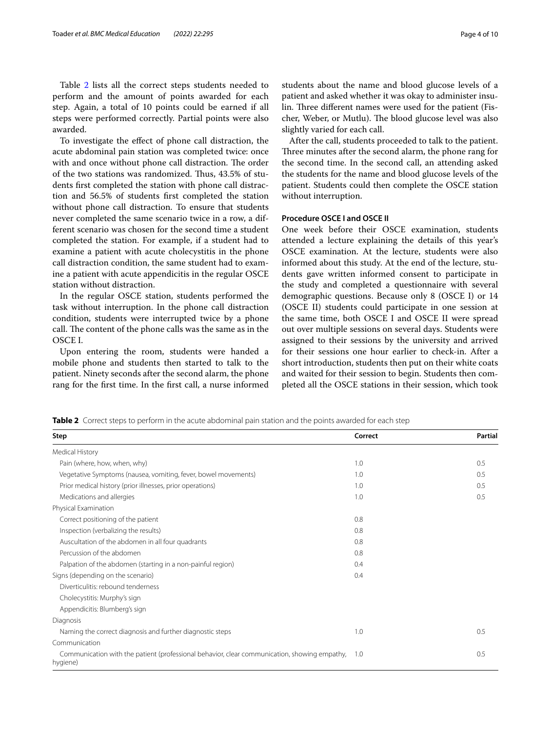Table 2 lists all the correct steps students needed to perform and the amount of points awarded for each step. Again, a total of 10 points could be earned if all steps were performed correctly. Partial points were also awarded.

To investigate the effect of phone call distraction, the acute abdominal pain station was completed twice: once with and once without phone call distraction. The order of the two stations was randomized. Thus, 43.5% of students first completed the station with phone call distraction and 56.5% of students first completed the station without phone call distraction. To ensure that students never completed the same scenario twice in a row, a different scenario was chosen for the second time a student completed the station. For example, if a student had to examine a patient with acute cholecystitis in the phone call distraction condition, the same student had to examine a patient with acute appendicitis in the regular OSCE station without distraction.

In the regular OSCE station, students performed the task without interruption. In the phone call distraction condition, students were interrupted twice by a phone call. The content of the phone calls was the same as in the OSCE I.

Upon entering the room, students were handed a mobile phone and students then started to talk to the patient. Ninety seconds after the second alarm, the phone rang for the first time. In the first call, a nurse informed students about the name and blood glucose levels of a patient and asked whether it was okay to administer insulin. Three different names were used for the patient (Fischer, Weber, or Mutlu). The blood glucose level was also slightly varied for each call.

After the call, students proceeded to talk to the patient. Three minutes after the second alarm, the phone rang for the second time. In the second call, an attending asked the students for the name and blood glucose levels of the patient. Students could then complete the OSCE station without interruption.

### Procedure OSCE I and OSCE II

One week before their OSCE examination, students attended a lecture explaining the details of this year's OSCE examination. At the lecture, students were also informed about this study. At the end of the lecture, students gave written informed consent to participate in the study and completed a questionnaire with several demographic questions. Because only 8 (OSCE I) or 14 (OSCE II) students could participate in one session at the same time, both OSCE I and OSCE II were spread out over multiple sessions on several days. Students were assigned to their sessions by the university and arrived for their sessions one hour earlier to check-in. After a short introduction, students then put on their white coats and waited for their session to begin. Students then completed all the OSCE stations in their session, which took

**Table 2** Correct steps to perform in the acute abdominal pain station and the points awarded for each step

| Step | Correct | Partial |
|---|---|---|
| Medical History | | |
| Pain (where, how, when, why) | 1.0 | 0.5 |
| Vegetative Symptoms (nausea, vomiting, fever, bowel movements) | 1.0 | 0.5 |
| Prior medical history (prior illnesses, prior operations) | 1.0 | 0.5 |
| Medications and allergies | 1.0 | 0.5 |
| Physical Examination | | |
| Correct positioning of the patient | 0.8 | |
| Inspection (verbalizing the results) | 0.8 | |
| Auscultation of the abdomen in all four quadrants | 0.8 | |
| Percussion of the abdomen | 0.8 | |
| Palpation of the abdomen (starting in a non-painful region) | 0.4 | |
| Signs (depending on the scenario) | 0.4 | |
| Diverticulitis: rebound tenderness | | |
| Cholecystitis: Murphy's sign | | |
| Appendicitis: Blumberg's sign | | |
| Diagnosis | | |
| Naming the correct diagnosis and further diagnostic steps | 1.0 | 0.5 |
| Communication | | |
| Communication with the patient (professional behavior, clear communication, showing empathy, hygiene) | 1.0 | 0.5 |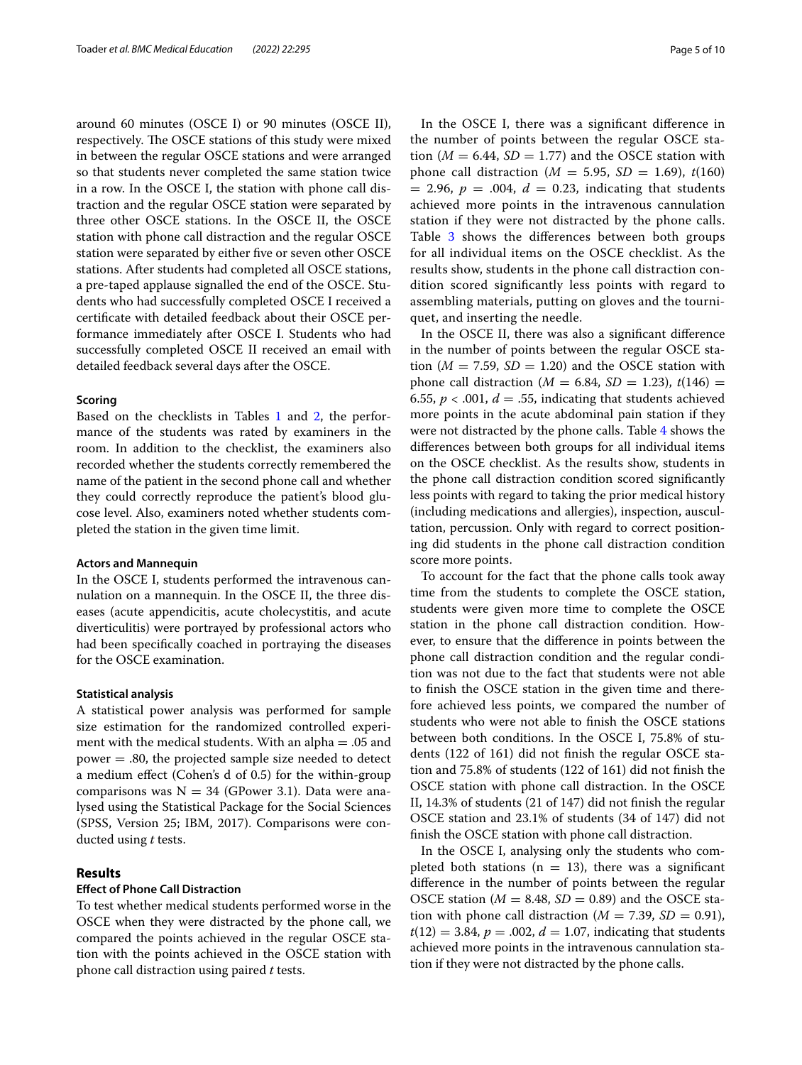around 60 minutes (OSCE I) or 90 minutes (OSCE II), respectively. The OSCE stations of this study were mixed in between the regular OSCE stations and were arranged so that students never completed the same station twice in a row. In the OSCE I, the station with phone call distraction and the regular OSCE station were separated by three other OSCE stations. In the OSCE II, the OSCE station with phone call distraction and the regular OSCE station were separated by either five or seven other OSCE stations. After students had completed all OSCE stations, a pre-taped applause signalled the end of the OSCE. Students who had successfully completed OSCE I received a certificate with detailed feedback about their OSCE performance immediately after OSCE I. Students who had successfully completed OSCE II received an email with detailed feedback several days after the OSCE.

#### Scoring

Based on the checklists in Tables 1 and 2, the performance of the students was rated by examiners in the room. In addition to the checklist, the examiners also recorded whether the students correctly remembered the name of the patient in the second phone call and whether they could correctly reproduce the patient's blood glucose level. Also, examiners noted whether students completed the station in the given time limit.

#### Actors and Mannequin

In the OSCE I, students performed the intravenous cannulation on a mannequin. In the OSCE II, the three diseases (acute appendicitis, acute cholecystitis, and acute diverticulitis) were portrayed by professional actors who had been specifically coached in portraying the diseases for the OSCE examination.

#### Statistical analysis

A statistical power analysis was performed for sample size estimation for the randomized controlled experiment with the medical students. With an alpha = .05 and power = .80, the projected sample size needed to detect a medium effect (Cohen's d of 0.5) for the within-group comparisons was N = 34 (GPower 3.1). Data were analysed using the Statistical Package for the Social Sciences (SPSS, Version 25; IBM, 2017). Comparisons were conducted using *t* tests.

## Results

### Effect of Phone Call Distraction

To test whether medical students performed worse in the OSCE when they were distracted by the phone call, we compared the points achieved in the regular OSCE station with the points achieved in the OSCE station with phone call distraction using paired *t* tests.

In the OSCE I, there was a significant difference in the number of points between the regular OSCE station ($M$ = 6.44, $SD$ = 1.77) and the OSCE station with phone call distraction ($M$ = 5.95, $SD$ = 1.69), $t(160)$ = 2.96, $p$ = .004, $d$ = 0.23, indicating that students achieved more points in the intravenous cannulation station if they were not distracted by the phone calls. Table 3 shows the differences between both groups for all individual items on the OSCE checklist. As the results show, students in the phone call distraction condition scored significantly less points with regard to assembling materials, putting on gloves and the tourniquet, and inserting the needle.

In the OSCE II, there was also a significant difference in the number of points between the regular OSCE station ($M$ = 7.59, $SD$ = 1.20) and the OSCE station with phone call distraction ($M$ = 6.84, $SD$ = 1.23), $t(146)$ = 6.55, $p$ < .001, $d$ = .55, indicating that students achieved more points in the acute abdominal pain station if they were not distracted by the phone calls. Table 4 shows the differences between both groups for all individual items on the OSCE checklist. As the results show, students in the phone call distraction condition scored significantly less points with regard to taking the prior medical history (including medications and allergies), inspection, auscultation, percussion. Only with regard to correct positioning did students in the phone call distraction condition score more points.

To account for the fact that the phone calls took away time from the students to complete the OSCE station, students were given more time to complete the OSCE station in the phone call distraction condition. However, to ensure that the difference in points between the phone call distraction condition and the regular condition was not due to the fact that students were not able to finish the OSCE station in the given time and therefore achieved less points, we compared the number of students who were not able to finish the OSCE stations between both conditions. In the OSCE I, 75.8% of students (122 of 161) did not finish the regular OSCE station and 75.8% of students (122 of 161) did not finish the OSCE station with phone call distraction. In the OSCE II, 14.3% of students (21 of 147) did not finish the regular OSCE station and 23.1% of students (34 of 147) did not finish the OSCE station with phone call distraction.

In the OSCE I, analysing only the students who completed both stations ($n$ = 13), there was a significant difference in the number of points between the regular OSCE station ($M$ = 8.48, $SD$ = 0.89) and the OSCE station with phone call distraction ($M$ = 7.39, $SD$ = 0.91), $t(12)$ = 3.84, $p$ = .002, $d$ = 1.07, indicating that students achieved more points in the intravenous cannulation station if they were not distracted by the phone calls.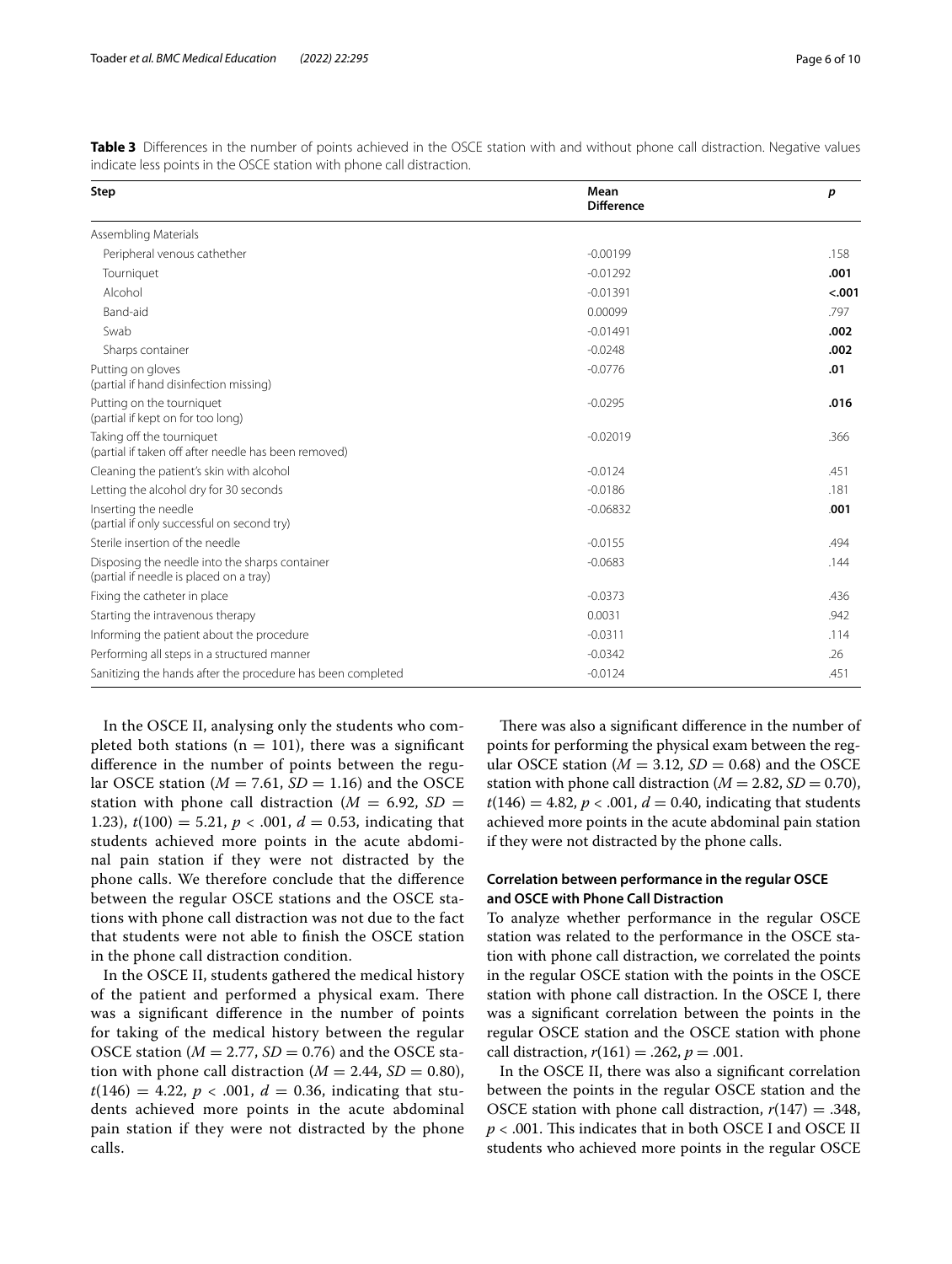**Table 3** Differences in the number of points achieved in the OSCE station with and without phone call distraction. Negative values indicate less points in the OSCE station with phone call distraction.

| Step | Mean Difference | *p* |
|---|---|---|
| Assembling Materials | | |
| Peripheral venous cathether | -0.00199 | .158 |
| Tourniquet | -0.01292 | **.001** |
| Alcohol | -0.01391 | **<.001** |
| Band-aid | 0.00099 | .797 |
| Swab | -0.01491 | **.002** |
| Sharps container | -0.0248 | **.002** |
| Putting on gloves (partial if hand disinfection missing) | -0.0776 | **.01** |
| Putting on the tourniquet (partial if kept on for too long) | -0.0295 | **.016** |
| Taking off the tourniquet (partial if taken off after needle has been removed) | -0.02019 | .366 |
| Cleaning the patient's skin with alcohol | -0.0124 | .451 |
| Letting the alcohol dry for 30 seconds | -0.0186 | .181 |
| Inserting the needle (partial if only successful on second try) | -0.06832 | **.001** |
| Sterile insertion of the needle | -0.0155 | .494 |
| Disposing the needle into the sharps container (partial if needle is placed on a tray) | -0.0683 | .144 |
| Fixing the catheter in place | -0.0373 | .436 |
| Starting the intravenous therapy | 0.0031 | .942 |
| Informing the patient about the procedure | -0.0311 | .114 |
| Performing all steps in a structured manner | -0.0342 | .26 |
| Sanitizing the hands after the procedure has been completed | -0.0124 | .451 |

In the OSCE II, analysing only the students who completed both stations ($n = 101$), there was a significant difference in the number of points between the regular OSCE station ($M = 7.61$, $SD = 1.16$) and the OSCE station with phone call distraction ($M = 6.92$, $SD = 1.23$), $t(100) = 5.21$, $p < .001$, $d = 0.53$, indicating that students achieved more points in the acute abdominal pain station if they were not distracted by the phone calls. We therefore conclude that the difference between the regular OSCE stations and the OSCE stations with phone call distraction was not due to the fact that students were not able to finish the OSCE station in the phone call distraction condition.

In the OSCE II, students gathered the medical history of the patient and performed a physical exam. There was a significant difference in the number of points for taking of the medical history between the regular OSCE station ($M = 2.77$, $SD = 0.76$) and the OSCE station with phone call distraction ($M = 2.44$, $SD = 0.80$), $t(146) = 4.22$, $p < .001$, $d = 0.36$, indicating that students achieved more points in the acute abdominal pain station if they were not distracted by the phone calls.

There was also a significant difference in the number of points for performing the physical exam between the regular OSCE station ($M = 3.12$, $SD = 0.68$) and the OSCE station with phone call distraction ($M = 2.82$, $SD = 0.70$), $t(146) = 4.82$, $p < .001$, $d = 0.40$, indicating that students achieved more points in the acute abdominal pain station if they were not distracted by the phone calls.

### Correlation between performance in the regular OSCE and OSCE with Phone Call Distraction

To analyze whether performance in the regular OSCE station was related to the performance in the OSCE station with phone call distraction, we correlated the points in the regular OSCE station with the points in the OSCE station with phone call distraction. In the OSCE I, there was a significant correlation between the points in the regular OSCE station and the OSCE station with phone call distraction, $r(161) = .262$, $p = .001$.

In the OSCE II, there was also a significant correlation between the points in the regular OSCE station and the OSCE station with phone call distraction, $r(147) = .348$, $p < .001$. This indicates that in both OSCE I and OSCE II students who achieved more points in the regular OSCE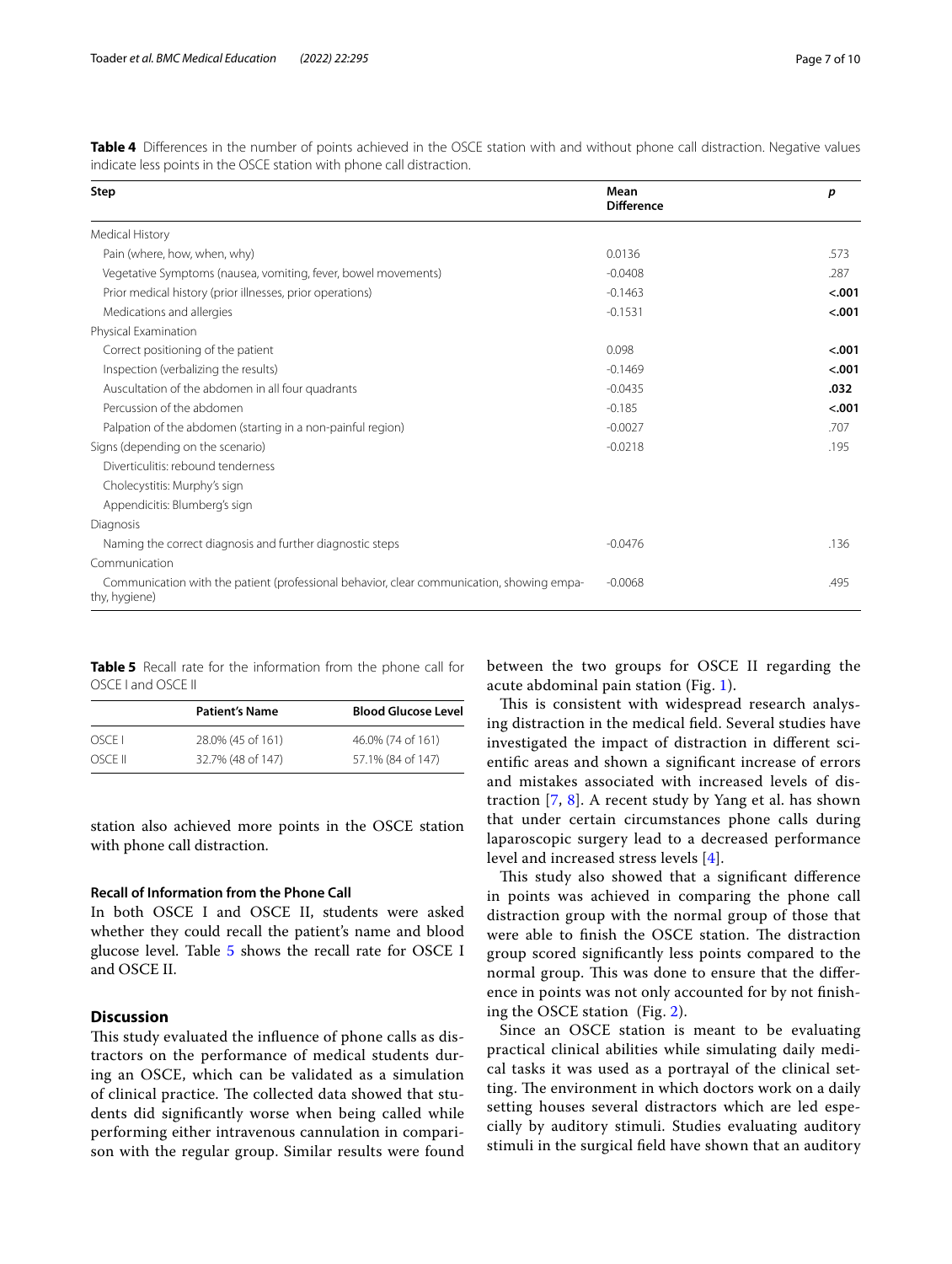**Table 4** Differences in the number of points achieved in the OSCE station with and without phone call distraction. Negative values indicate less points in the OSCE station with phone call distraction.

| Step | Mean Difference | *p* |
|---|---|---|
| Medical History | | |
| Pain (where, how, when, why) | 0.0136 | .573 |
| Vegetative Symptoms (nausea, vomiting, fever, bowel movements) | -0.0408 | .287 |
| Prior medical history (prior illnesses, prior operations) | -0.1463 | **<.001** |
| Medications and allergies | -0.1531 | **<.001** |
| Physical Examination | | |
| Correct positioning of the patient | 0.098 | **<.001** |
| Inspection (verbalizing the results) | -0.1469 | **<.001** |
| Auscultation of the abdomen in all four quadrants | -0.0435 | **.032** |
| Percussion of the abdomen | -0.185 | **<.001** |
| Palpation of the abdomen (starting in a non-painful region) | -0.0027 | .707 |
| Signs (depending on the scenario) | -0.0218 | .195 |
| Diverticulitis: rebound tenderness | | |
| Cholecystitis: Murphy's sign | | |
| Appendicitis: Blumberg's sign | | |
| Diagnosis | | |
| Naming the correct diagnosis and further diagnostic steps | -0.0476 | .136 |
| Communication | | |
| Communication with the patient (professional behavior, clear communication, showing empathy, hygiene) | -0.0068 | .495 |

station also achieved more points in the OSCE station with phone call distraction.

**Table 5** Recall rate for the information from the phone call for OSCE I and OSCE II

| | Patient's Name | Blood Glucose Level |
|---|---|---|
| OSCE I | 28.0% (45 of 161) | 46.0% (74 of 161) |
| OSCE II | 32.7% (48 of 147) | 57.1% (84 of 147) |

### Recall of Information from the Phone Call

In both OSCE I and OSCE II, students were asked whether they could recall the patient's name and blood glucose level. Table 5 shows the recall rate for OSCE I and OSCE II.

## Discussion

This study evaluated the influence of phone calls as distractors on the performance of medical students during an OSCE, which can be validated as a simulation of clinical practice. The collected data showed that students did significantly worse when being called while performing either intravenous cannulation in comparison with the regular group. Similar results were found between the two groups for OSCE II regarding the acute abdominal pain station (Fig. 1).

This is consistent with widespread research analysing distraction in the medical field. Several studies have investigated the impact of distraction in different scientific areas and shown a significant increase of errors and mistakes associated with increased levels of distraction [7, 8]. A recent study by Yang et al. has shown that under certain circumstances phone calls during laparoscopic surgery lead to a decreased performance level and increased stress levels [4].

This study also showed that a significant difference in points was achieved in comparing the phone call distraction group with the normal group of those that were able to finish the OSCE station. The distraction group scored significantly less points compared to the normal group. This was done to ensure that the difference in points was not only accounted for by not finishing the OSCE station (Fig. 2).

Since an OSCE station is meant to be evaluating practical clinical abilities while simulating daily medical tasks it was used as a portrayal of the clinical setting. The environment in which doctors work on a daily setting houses several distractors which are led especially by auditory stimuli. Studies evaluating auditory stimuli in the surgical field have shown that an auditory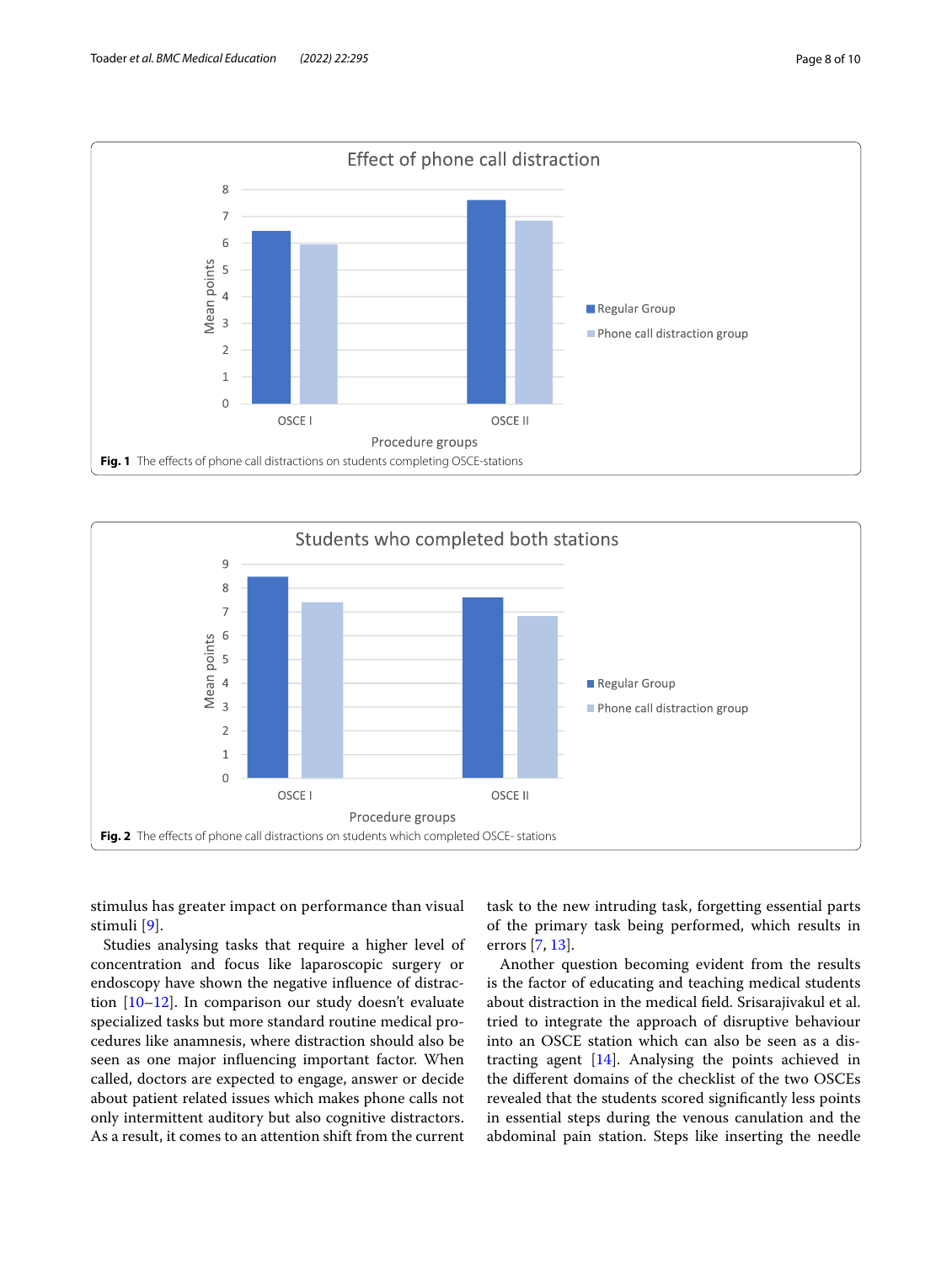Fig. 1 The effects of phone call distractions on students completing OSCE-stations

Fig. 2 The effects of phone call distractions on students which completed OSCE- stations

stimulus has greater impact on performance than visual stimuli [9].

Studies analysing tasks that require a higher level of concentration and focus like laparoscopic surgery or endoscopy have shown the negative influence of distraction [10–12]. In comparison our study doesn't evaluate specialized tasks but more standard routine medical procedures like anamnesis, where distraction should also be seen as one major influencing important factor. When called, doctors are expected to engage, answer or decide about patient related issues which makes phone calls not only intermittent auditory but also cognitive distractors. As a result, it comes to an attention shift from the current task to the new intruding task, forgetting essential parts of the primary task being performed, which results in errors [7, 13].

Another question becoming evident from the results is the factor of educating and teaching medical students about distraction in the medical field. Srisarajivakul et al. tried to integrate the approach of disruptive behaviour into an OSCE station which can also be seen as a distracting agent [14]. Analysing the points achieved in the different domains of the checklist of the two OSCEs revealed that the students scored significantly less points in essential steps during the venous canulation and the abdominal pain station. Steps like inserting the needle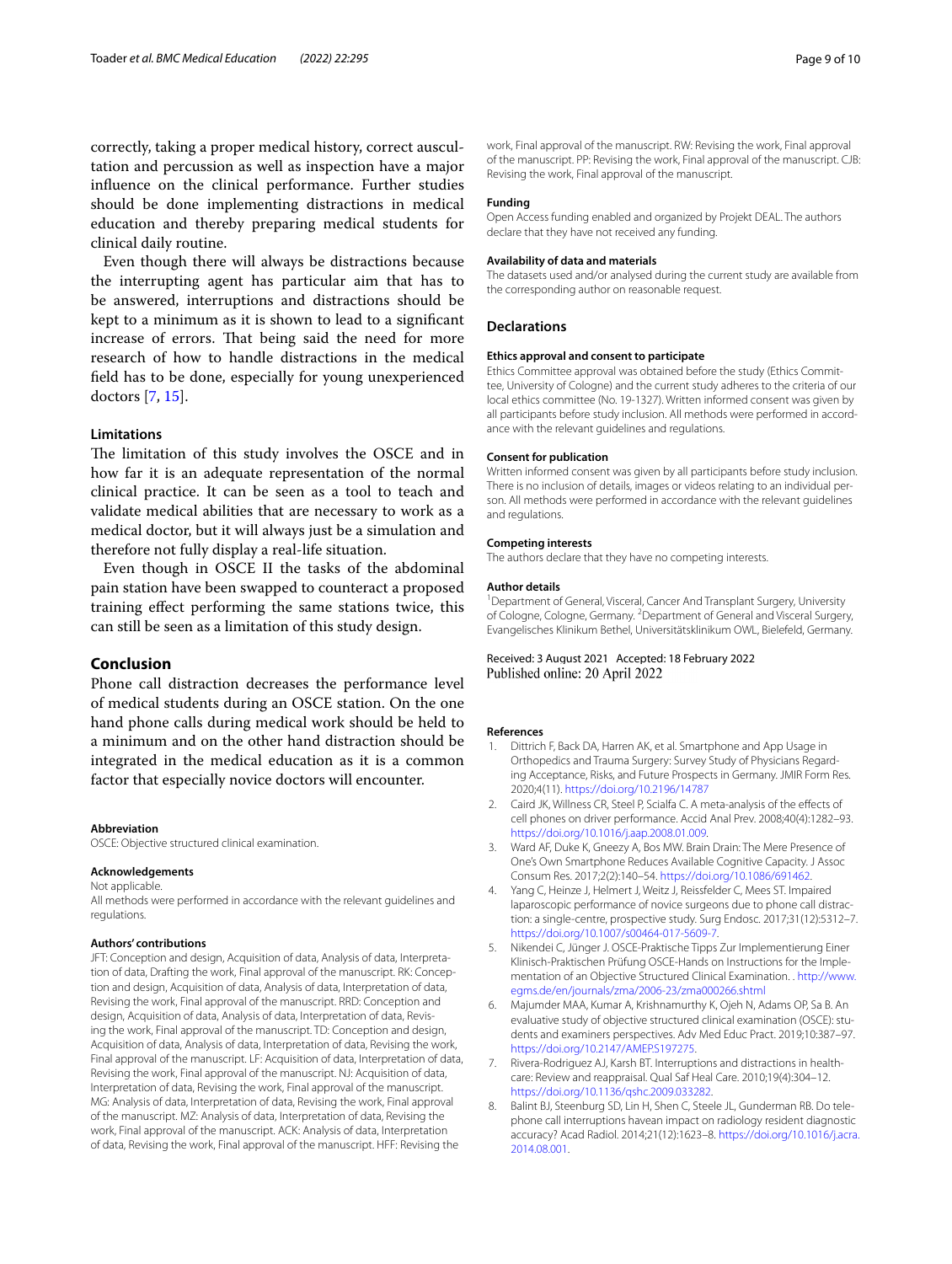correctly, taking a proper medical history, correct auscultation and percussion as well as inspection have a major influence on the clinical performance. Further studies should be done implementing distractions in medical education and thereby preparing medical students for clinical daily routine.

Even though there will always be distractions because the interrupting agent has particular aim that has to be answered, interruptions and distractions should be kept to a minimum as it is shown to lead to a significant increase of errors. That being said the need for more research of how to handle distractions in the medical field has to be done, especially for young unexperienced doctors [7, 15].

### Limitations

The limitation of this study involves the OSCE and in how far it is an adequate representation of the normal clinical practice. It can be seen as a tool to teach and validate medical abilities that are necessary to work as a medical doctor, but it will always just be a simulation and therefore not fully display a real-life situation.

Even though in OSCE II the tasks of the abdominal pain station have been swapped to counteract a proposed training effect performing the same stations twice, this can still be seen as a limitation of this study design.

## Conclusion

Phone call distraction decreases the performance level of medical students during an OSCE station. On the one hand phone calls during medical work should be held to a minimum and on the other hand distraction should be integrated in the medical education as it is a common factor that especially novice doctors will encounter.

#### Abbreviation

OSCE: Objective structured clinical examination.

#### Acknowledgements

Not applicable.

All methods were performed in accordance with the relevant guidelines and regulations.

#### Authors' contributions

JFT: Conception and design, Acquisition of data, Analysis of data, Interpretation of data, Drafting the work, Final approval of the manuscript. RK: Conception and design, Acquisition of data, Analysis of data, Interpretation of data, Revising the work, Final approval of the manuscript. RRD: Conception and design, Acquisition of data, Analysis of data, Interpretation of data, Revising the work, Final approval of the manuscript. TD: Conception and design, Acquisition of data, Analysis of data, Interpretation of data, Revising the work, Final approval of the manuscript. LF: Acquisition of data, Interpretation of data, Revising the work, Final approval of the manuscript. NJ: Acquisition of data, Interpretation of data, Revising the work, Final approval of the manuscript. MG: Analysis of data, Interpretation of data, Revising the work, Final approval of the manuscript. MZ: Analysis of data, Interpretation of data, Revising the work, Final approval of the manuscript. ACK: Analysis of data, Interpretation of data, Revising the work, Final approval of the manuscript. HFF: Revising the work, Final approval of the manuscript. RW: Revising the work, Final approval of the manuscript. PP: Revising the work, Final approval of the manuscript. CJB: Revising the work, Final approval of the manuscript.

#### Funding

Open Access funding enabled and organized by Projekt DEAL. The authors declare that they have not received any funding.

#### Availability of data and materials

The datasets used and/or analysed during the current study are available from the corresponding author on reasonable request.

### Declarations

#### Ethics approval and consent to participate

Ethics Committee approval was obtained before the study (Ethics Committee, University of Cologne) and the current study adheres to the criteria of our local ethics committee (No. 19-1327). Written informed consent was given by all participants before study inclusion. All methods were performed in accordance with the relevant guidelines and regulations.

#### Consent for publication

Written informed consent was given by all participants before study inclusion. There is no inclusion of details, images or videos relating to an individual person. All methods were performed in accordance with the relevant guidelines and regulations.

#### Competing interests

The authors declare that they have no competing interests.

#### Author details

[1] Department of General, Visceral, Cancer And Transplant Surgery, University of Cologne, Cologne, Germany. [2] Department of General and Visceral Surgery, Evangelisches Klinikum Bethel, Universitätsklinikum OWL, Bielefeld, Germany.

Received: 3 August 2021 Accepted: 18 February 2022
Published online: 20 April 2022

#### References

1. Dittrich F, Back DA, Harren AK, et al. Smartphone and App Usage in Orthopedics and Trauma Surgery: Survey Study of Physicians Regarding Acceptance, Risks, and Future Prospects in Germany. JMIR Form Res. 2020;4(11). https://doi.org/10.2196/14787
2. Caird JK, Willness CR, Steel P, Scialfa C. A meta-analysis of the effects of cell phones on driver performance. Accid Anal Prev. 2008;40(4):1282–93. https://doi.org/10.1016/j.aap.2008.01.009.
3. Ward AF, Duke K, Gneezy A, Bos MW. Brain Drain: The Mere Presence of One's Own Smartphone Reduces Available Cognitive Capacity. J Assoc Consum Res. 2017;2(2):140–54. https://doi.org/10.1086/691462.
4. Yang C, Heinze J, Helmert J, Weitz J, Reissfelder C, Mees ST. Impaired laparoscopic performance of novice surgeons due to phone call distraction: a single-centre, prospective study. Surg Endosc. 2017;31(12):5312–7. https://doi.org/10.1007/s00464-017-5609-7.
5. Nikendei C, Jünger J. OSCE-Praktische Tipps Zur Implementierung Einer Klinisch-Praktischen Prüfung OSCE-Hands on Instructions for the Implementation of an Objective Structured Clinical Examination. . http://www.egms.de/en/journals/zma/2006-23/zma000266.shtml
6. Majumder MAA, Kumar A, Krishnamurthy K, Ojeh N, Adams OP, Sa B. An evaluative study of objective structured clinical examination (OSCE): students and examiners perspectives. Adv Med Educ Pract. 2019;10:387–97. https://doi.org/10.2147/AMEP.S197275.
7. Rivera-Rodriguez AJ, Karsh BT. Interruptions and distractions in healthcare: Review and reappraisal. Qual Saf Heal Care. 2010;19(4):304–12. https://doi.org/10.1136/qshc.2009.033282.
8. Balint BJ, Steenburg SD, Lin H, Shen C, Steele JL, Gunderman RB. Do telephone call interruptions havean impact on radiology resident diagnostic accuracy? Acad Radiol. 2014;21(12):1623–8. https://doi.org/10.1016/j.acra.2014.08.001.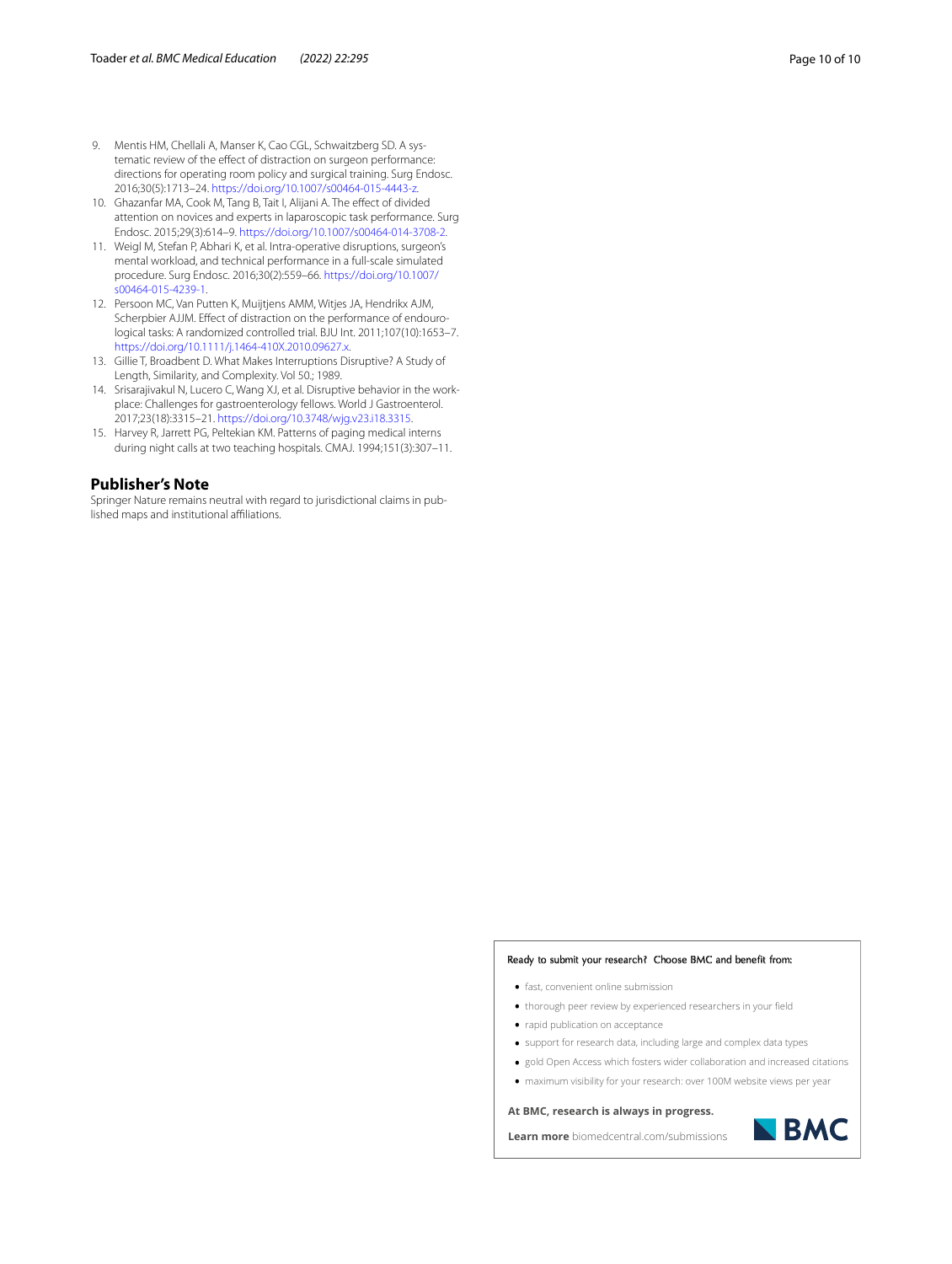9. Mentis HM, Chellali A, Manser K, Cao CGL, Schwaitzberg SD. A systematic review of the effect of distraction on surgeon performance: directions for operating room policy and surgical training. Surg Endosc. 2016;30(5):1713–24. https://doi.org/10.1007/s00464-015-4443-z.
10. Ghazanfar MA, Cook M, Tang B, Tait I, Alijani A. The effect of divided attention on novices and experts in laparoscopic task performance. Surg Endosc. 2015;29(3):614–9. https://doi.org/10.1007/s00464-014-3708-2.
11. Weigl M, Stefan P, Abhari K, et al. Intra-operative disruptions, surgeon's mental workload, and technical performance in a full-scale simulated procedure. Surg Endosc. 2016;30(2):559–66. https://doi.org/10.1007/s00464-015-4239-1.
12. Persoon MC, Van Putten K, Muijtjens AMM, Witjes JA, Hendrikx AJM, Scherpbier AJJM. Effect of distraction on the performance of endourological tasks: A randomized controlled trial. BJU Int. 2011;107(10):1653–7. https://doi.org/10.1111/j.1464-410X.2010.09627.x.
13. Gillie T, Broadbent D. What Makes Interruptions Disruptive? A Study of Length, Similarity, and Complexity. Vol 50.; 1989.
14. Srisarajivakul N, Lucero C, Wang XJ, et al. Disruptive behavior in the workplace: Challenges for gastroenterology fellows. World J Gastroenterol. 2017;23(18):3315–21. https://doi.org/10.3748/wjg.v23.i18.3315.
15. Harvey R, Jarrett PG, Peltekian KM. Patterns of paging medical interns during night calls at two teaching hospitals. CMAJ. 1994;151(3):307–11.

## Publisher's Note

Springer Nature remains neutral with regard to jurisdictional claims in published maps and institutional affiliations.

Ready to submit your research? Choose BMC and benefit from:

- fast, convenient online submission
- thorough peer review by experienced researchers in your field
- rapid publication on acceptance
- support for research data, including large and complex data types
- gold Open Access which fosters wider collaboration and increased citations
- maximum visibility for your research: over 100M website views per year

**At BMC, research is always in progress.**

**Learn more** biomedcentral.com/submissions

BMC